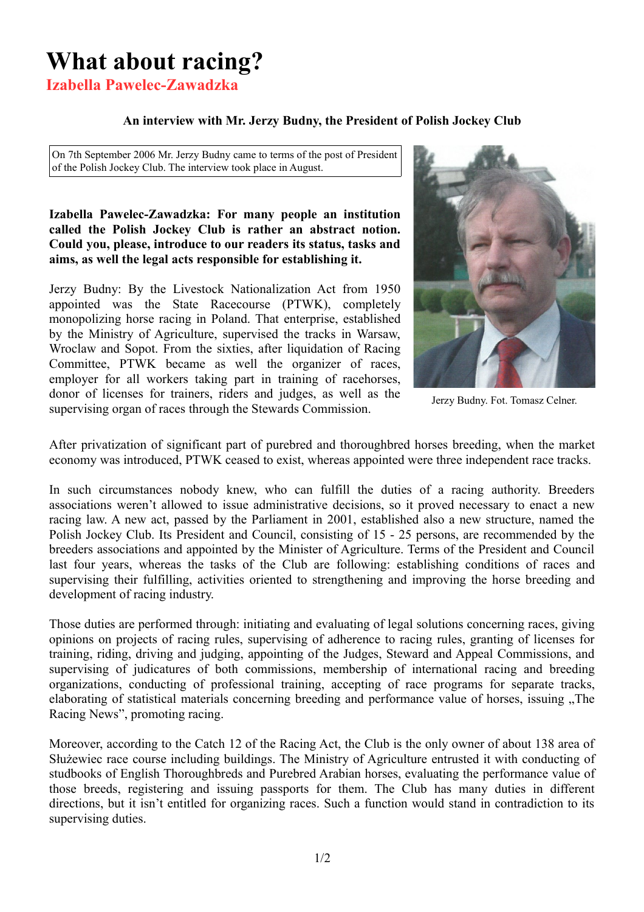# What about racing?

**Izabella Pawelec-Zawadzka**

**An interview with Mr. Jerzy Budny, the President of Polish Jockey Club**

On 7th September 2006 Mr. Jerzy Budny came to terms of the post of President of the Polish Jockey Club. The interview took place in August.

**Izabella Pawelec-Zawadzka: For many people an institution called the Polish Jockey Club is rather an abstract notion. Could you, please, introduce to our readers its status, tasks and aims, as well the legal acts responsible for establishing it.**

Jerzy Budny: By the Livestock Nationalization Act from 1950 appointed was the State Racecourse (PTWK), completely monopolizing horse racing in Poland. That enterprise, established by the Ministry of Agriculture, supervised the tracks in Warsaw, Wroclaw and Sopot. From the sixties, after liquidation of Racing Committee, PTWK became as well the organizer of races, employer for all workers taking part in training of racehorses, donor of licenses for trainers, riders and judges, as well as the supervising organ of races through the Stewards Commission.

Jerzy Budny. Fot. Tomasz Celner.

After privatization of significant part of purebred and thoroughbred horses breeding, when the market economy was introduced, PTWK ceased to exist, whereas appointed were three independent race tracks.

In such circumstances nobody knew, who can fulfill the duties of a racing authority. Breeders associations weren't allowed to issue administrative decisions, so it proved necessary to enact a new racing law. A new act, passed by the Parliament in 2001, established also a new structure, named the Polish Jockey Club. Its President and Council, consisting of 15 - 25 persons, are recommended by the breeders associations and appointed by the Minister of Agriculture. Terms of the President and Council last four years, whereas the tasks of the Club are following: establishing conditions of races and supervising their fulfilling, activities oriented to strengthening and improving the horse breeding and development of racing industry.

Those duties are performed through: initiating and evaluating of legal solutions concerning races, giving opinions on projects of racing rules, supervising of adherence to racing rules, granting of licenses for training, riding, driving and judging, appointing of the Judges, Steward and Appeal Commissions, and supervising of judicatures of both commissions, membership of international racing and breeding organizations, conducting of professional training, accepting of race programs for separate tracks, elaborating of statistical materials concerning breeding and performance value of horses, issuing „The Racing News", promoting racing.

Moreover, according to the Catch 12 of the Racing Act, the Club is the only owner of about 138 area of Służewiec race course including buildings. The Ministry of Agriculture entrusted it with conducting of studbooks of English Thoroughbreds and Purebred Arabian horses, evaluating the performance value of those breeds, registering and issuing passports for them. The Club has many duties in different directions, but it isn't entitled for organizing races. Such a function would stand in contradiction to its supervising duties.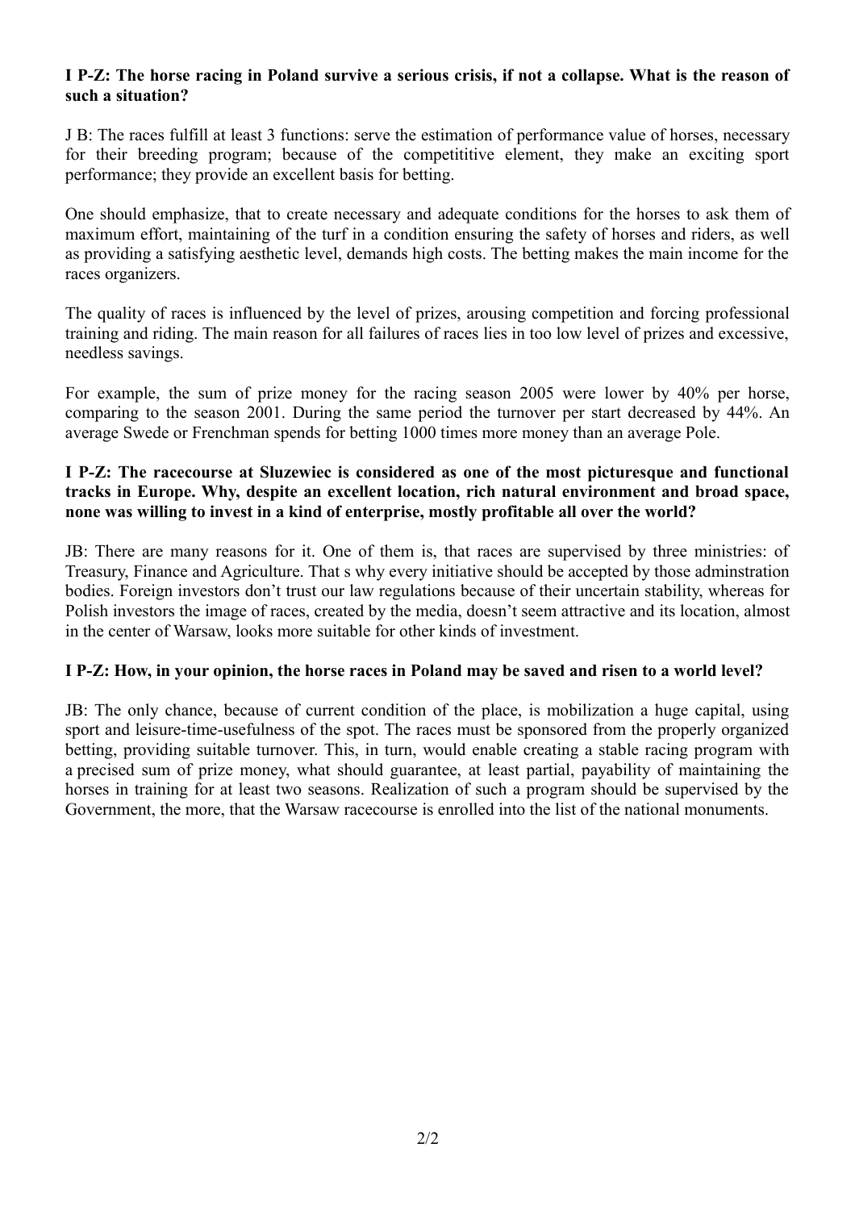**I P-Z: The horse racing in Poland survive a serious crisis, if not a collapse. What is the reason of such a situation?**

J B: The races fulfill at least 3 functions: serve the estimation of performance value of horses, necessary for their breeding program; because of the competititive element, they make an exciting sport performance; they provide an excellent basis for betting.

One should emphasize, that to create necessary and adequate conditions for the horses to ask them of maximum effort, maintaining of the turf in a condition ensuring the safety of horses and riders, as well as providing a satisfying aesthetic level, demands high costs. The betting makes the main income for the races organizers.

The quality of races is influenced by the level of prizes, arousing competition and forcing professional training and riding. The main reason for all failures of races lies in too low level of prizes and excessive, needless savings.

For example, the sum of prize money for the racing season 2005 were lower by 40% per horse, comparing to the season 2001. During the same period the turnover per start decreased by 44%. An average Swede or Frenchman spends for betting 1000 times more money than an average Pole.

**I P-Z: The racecourse at Sluzewiec is considered as one of the most picturesque and functional tracks in Europe. Why, despite an excellent location, rich natural environment and broad space, none was willing to invest in a kind of enterprise, mostly profitable all over the world?**

JB: There are many reasons for it. One of them is, that races are supervised by three ministries: of Treasury, Finance and Agriculture. That s why every initiative should be accepted by those adminstration bodies. Foreign investors don't trust our law regulations because of their uncertain stability, whereas for Polish investors the image of races, created by the media, doesn't seem attractive and its location, almost in the center of Warsaw, looks more suitable for other kinds of investment.

**I P-Z: How, in your opinion, the horse races in Poland may be saved and risen to a world level?**

JB: The only chance, because of current condition of the place, is mobilization a huge capital, using sport and leisure-time-usefulness of the spot. The races must be sponsored from the properly organized betting, providing suitable turnover. This, in turn, would enable creating a stable racing program with a precised sum of prize money, what should guarantee, at least partial, payability of maintaining the horses in training for at least two seasons. Realization of such a program should be supervised by the Government, the more, that the Warsaw racecourse is enrolled into the list of the national monuments.